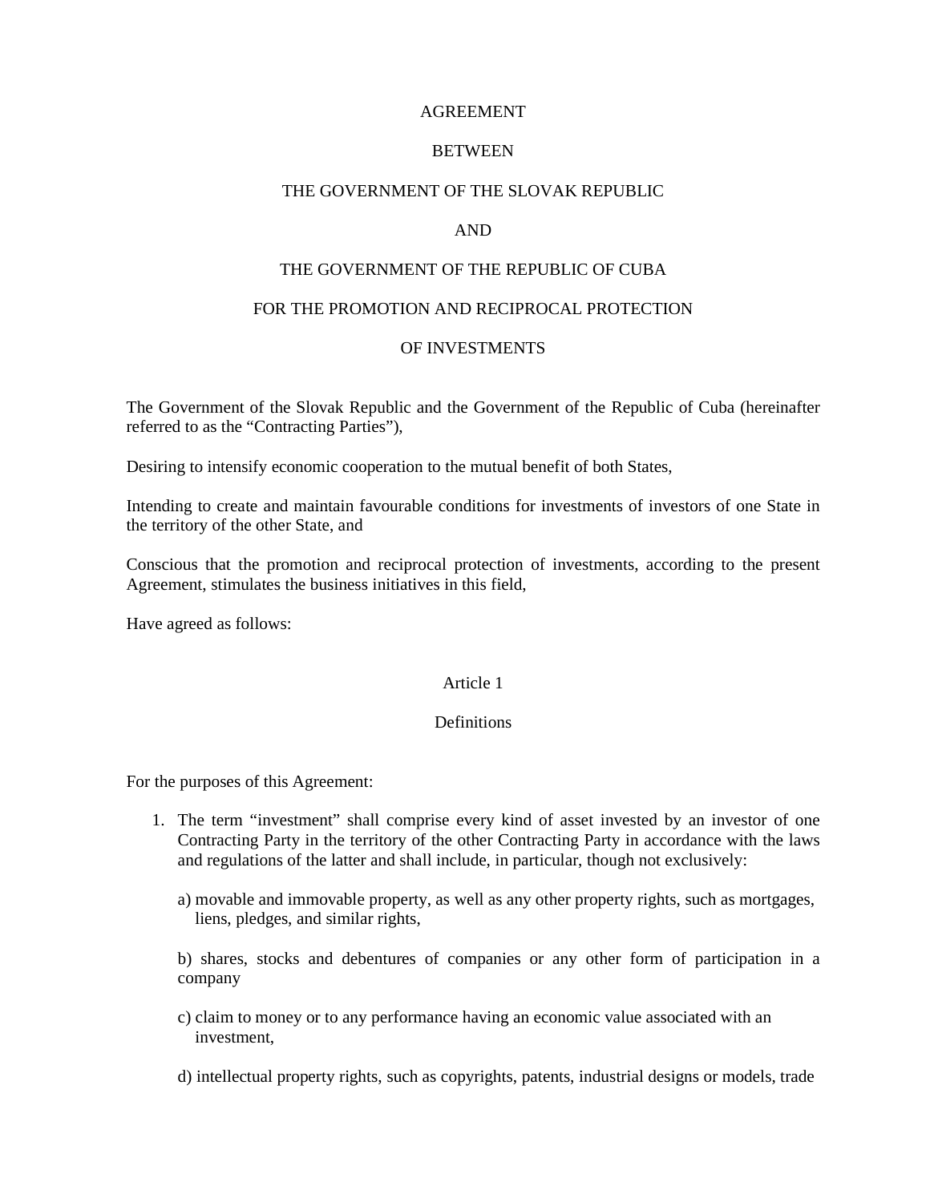# AGREEMENT

# BETWEEN

# THE GOVERNMENT OF THE SLOVAK REPUBLIC

# AND

# THE GOVERNMENT OF THE REPUBLIC OF CUBA

# FOR THE PROMOTION AND RECIPROCAL PROTECTION

# OF INVESTMENTS

The Government of the Slovak Republic and the Government of the Republic of Cuba (hereinafter referred to as the "Contracting Parties"),

Desiring to intensify economic cooperation to the mutual benefit of both States,

Intending to create and maintain favourable conditions for investments of investors of one State in the territory of the other State, and

Conscious that the promotion and reciprocal protection of investments, according to the present Agreement, stimulates the business initiatives in this field,

Have agreed as follows:

## Article 1

## Definitions

For the purposes of this Agreement:

1. The term "investment" shall comprise every kind of asset invested by an investor of one Contracting Party in the territory of the other Contracting Party in accordance with the laws and regulations of the latter and shall include, in particular, though not exclusively:

   a) movable and immovable property, as well as any other property rights, such as mortgages, liens, pledges, and similar rights,

   b) shares, stocks and debentures of companies or any other form of participation in a company

   c) claim to money or to any performance having an economic value associated with an investment,

   d) intellectual property rights, such as copyrights, patents, industrial designs or models, trade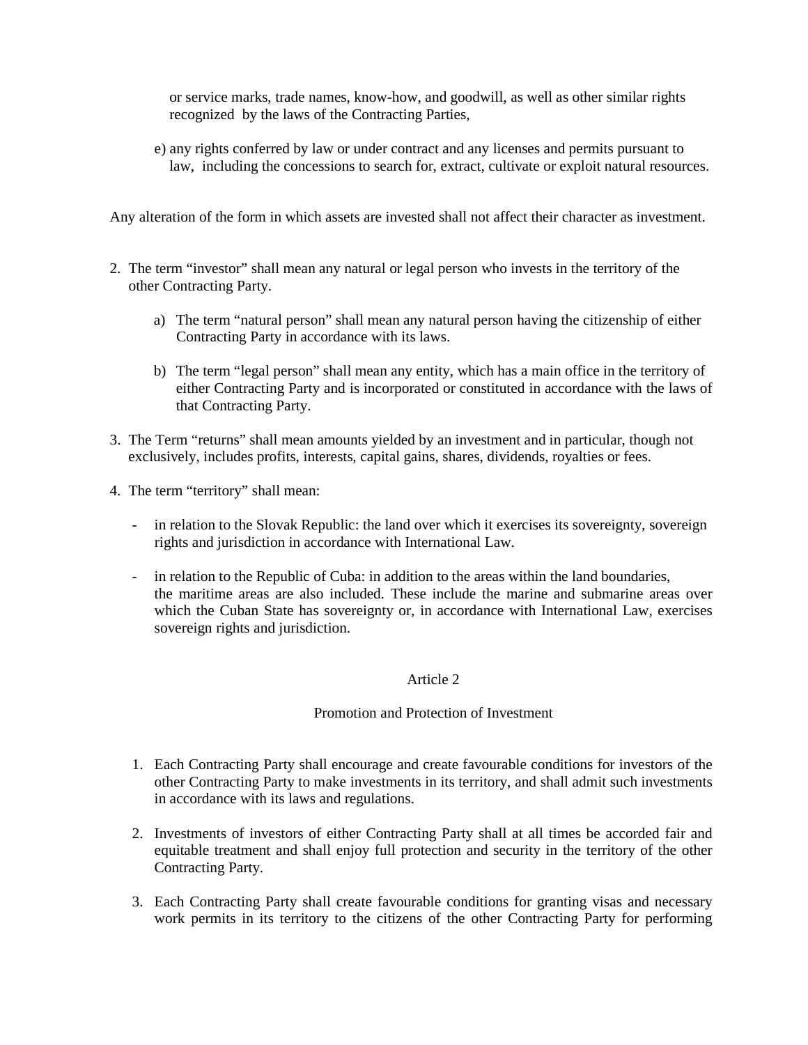or service marks, trade names, know-how, and goodwill, as well as other similar rights recognized by the laws of the Contracting Parties,

e) any rights conferred by law or under contract and any licenses and permits pursuant to law, including the concessions to search for, extract, cultivate or exploit natural resources.

Any alteration of the form in which assets are invested shall not affect their character as investment.

2. The term “investor” shall mean any natural or legal person who invests in the territory of the other Contracting Party.

   a) The term “natural person” shall mean any natural person having the citizenship of either Contracting Party in accordance with its laws.

   b) The term “legal person” shall mean any entity, which has a main office in the territory of either Contracting Party and is incorporated or constituted in accordance with the laws of that Contracting Party.

3. The Term “returns” shall mean amounts yielded by an investment and in particular, though not exclusively, includes profits, interests, capital gains, shares, dividends, royalties or fees.

4. The term “territory” shall mean:

   - in relation to the Slovak Republic: the land over which it exercises its sovereignty, sovereign rights and jurisdiction in accordance with International Law.

   - in relation to the Republic of Cuba: in addition to the areas within the land boundaries, the maritime areas are also included. These include the marine and submarine areas over which the Cuban State has sovereignty or, in accordance with International Law, exercises sovereign rights and jurisdiction.

## Article 2

## Promotion and Protection of Investment

1. Each Contracting Party shall encourage and create favourable conditions for investors of the other Contracting Party to make investments in its territory, and shall admit such investments in accordance with its laws and regulations.

2. Investments of investors of either Contracting Party shall at all times be accorded fair and equitable treatment and shall enjoy full protection and security in the territory of the other Contracting Party.

3. Each Contracting Party shall create favourable conditions for granting visas and necessary work permits in its territory to the citizens of the other Contracting Party for performing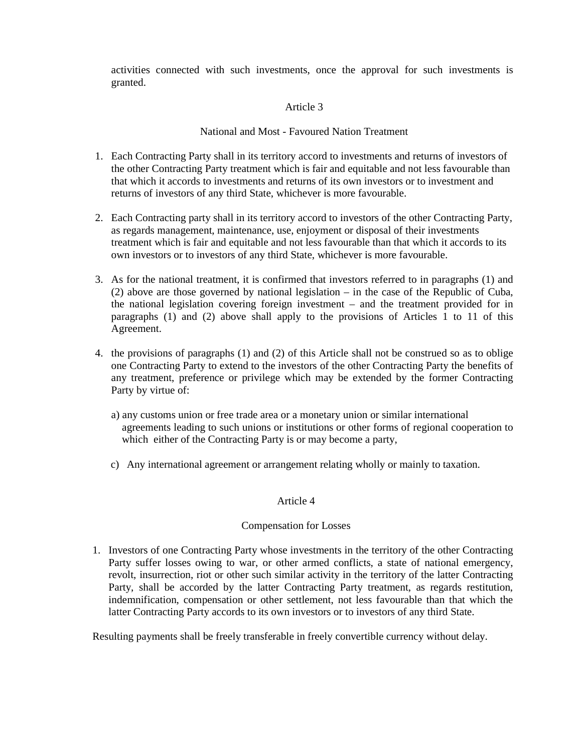activities connected with such investments, once the approval for such investments is granted.

## Article 3

### National and Most - Favoured Nation Treatment

1. Each Contracting Party shall in its territory accord to investments and returns of investors of the other Contracting Party treatment which is fair and equitable and not less favourable than that which it accords to investments and returns of its own investors or to investment and returns of investors of any third State, whichever is more favourable.

2. Each Contracting party shall in its territory accord to investors of the other Contracting Party, as regards management, maintenance, use, enjoyment or disposal of their investments treatment which is fair and equitable and not less favourable than that which it accords to its own investors or to investors of any third State, whichever is more favourable.

3. As for the national treatment, it is confirmed that investors referred to in paragraphs (1) and (2) above are those governed by national legislation – in the case of the Republic of Cuba, the national legislation covering foreign investment – and the treatment provided for in paragraphs (1) and (2) above shall apply to the provisions of Articles 1 to 11 of this Agreement.

4. the provisions of paragraphs (1) and (2) of this Article shall not be construed so as to oblige one Contracting Party to extend to the investors of the other Contracting Party the benefits of any treatment, preference or privilege which may be extended by the former Contracting Party by virtue of:

   a) any customs union or free trade area or a monetary union or similar international agreements leading to such unions or institutions or other forms of regional cooperation to which either of the Contracting Party is or may become a party,

   c) Any international agreement or arrangement relating wholly or mainly to taxation.

## Article 4

### Compensation for Losses

1. Investors of one Contracting Party whose investments in the territory of the other Contracting Party suffer losses owing to war, or other armed conflicts, a state of national emergency, revolt, insurrection, riot or other such similar activity in the territory of the latter Contracting Party, shall be accorded by the latter Contracting Party treatment, as regards restitution, indemnification, compensation or other settlement, not less favourable than that which the latter Contracting Party accords to its own investors or to investors of any third State.

Resulting payments shall be freely transferable in freely convertible currency without delay.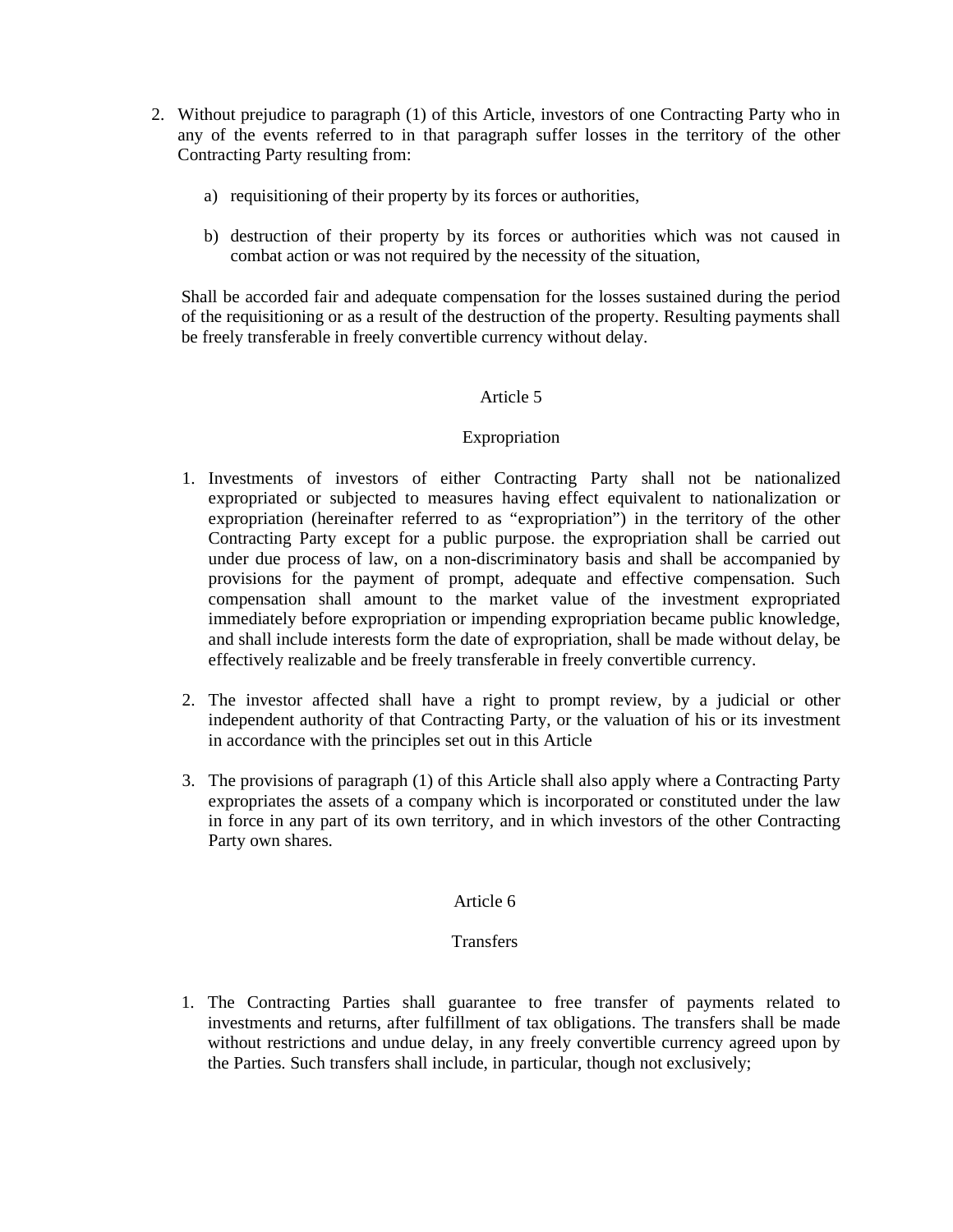2. Without prejudice to paragraph (1) of this Article, investors of one Contracting Party who in any of the events referred to in that paragraph suffer losses in the territory of the other Contracting Party resulting from:

    a) requisitioning of their property by its forces or authorities,

    b) destruction of their property by its forces or authorities which was not caused in combat action or was not required by the necessity of the situation,

   Shall be accorded fair and adequate compensation for the losses sustained during the period of the requisitioning or as a result of the destruction of the property. Resulting payments shall be freely transferable in freely convertible currency without delay.

## Article 5

## Expropriation

1. Investments of investors of either Contracting Party shall not be nationalized expropriated or subjected to measures having effect equivalent to nationalization or expropriation (hereinafter referred to as "expropriation") in the territory of the other Contracting Party except for a public purpose. the expropriation shall be carried out under due process of law, on a non-discriminatory basis and shall be accompanied by provisions for the payment of prompt, adequate and effective compensation. Such compensation shall amount to the market value of the investment expropriated immediately before expropriation or impending expropriation became public knowledge, and shall include interests form the date of expropriation, shall be made without delay, be effectively realizable and be freely transferable in freely convertible currency.

2. The investor affected shall have a right to prompt review, by a judicial or other independent authority of that Contracting Party, or the valuation of his or its investment in accordance with the principles set out in this Article

3. The provisions of paragraph (1) of this Article shall also apply where a Contracting Party expropriates the assets of a company which is incorporated or constituted under the law in force in any part of its own territory, and in which investors of the other Contracting Party own shares.

## Article 6

## Transfers

1. The Contracting Parties shall guarantee to free transfer of payments related to investments and returns, after fulfillment of tax obligations. The transfers shall be made without restrictions and undue delay, in any freely convertible currency agreed upon by the Parties. Such transfers shall include, in particular, though not exclusively;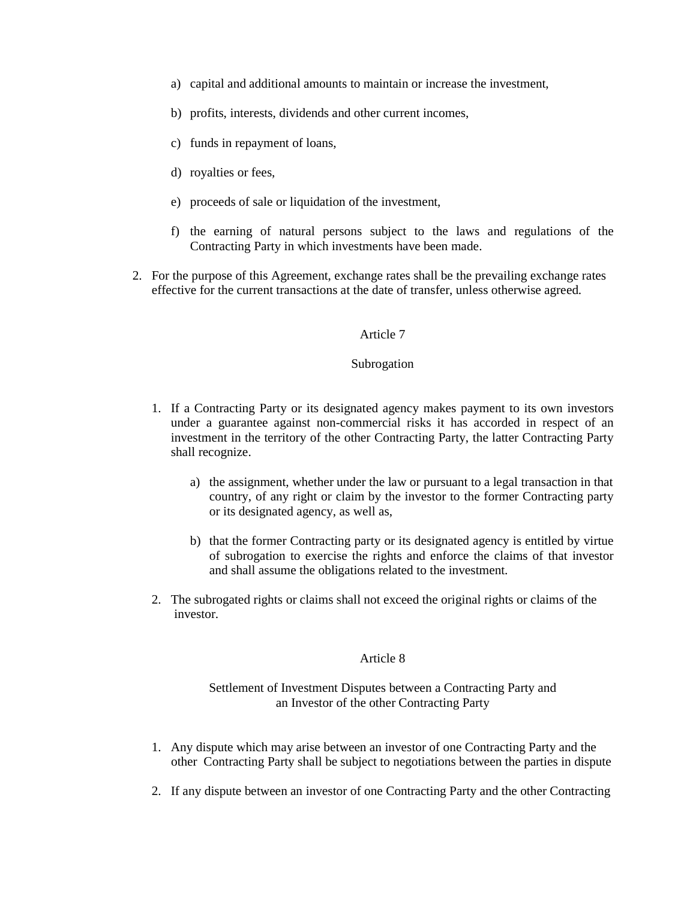a) capital and additional amounts to maintain or increase the investment,

b) profits, interests, dividends and other current incomes,

c) funds in repayment of loans,

d) royalties or fees,

e) proceeds of sale or liquidation of the investment,

f) the earning of natural persons subject to the laws and regulations of the Contracting Party in which investments have been made.

2. For the purpose of this Agreement, exchange rates shall be the prevailing exchange rates effective for the current transactions at the date of transfer, unless otherwise agreed.

## Article 7

## Subrogation

1. If a Contracting Party or its designated agency makes payment to its own investors under a guarantee against non-commercial risks it has accorded in respect of an investment in the territory of the other Contracting Party, the latter Contracting Party shall recognize.

   a) the assignment, whether under the law or pursuant to a legal transaction in that country, of any right or claim by the investor to the former Contracting party or its designated agency, as well as,

   b) that the former Contracting party or its designated agency is entitled by virtue of subrogation to exercise the rights and enforce the claims of that investor and shall assume the obligations related to the investment.

2. The subrogated rights or claims shall not exceed the original rights or claims of the investor.

## Article 8

## Settlement of Investment Disputes between a Contracting Party and an Investor of the other Contracting Party

1. Any dispute which may arise between an investor of one Contracting Party and the other Contracting Party shall be subject to negotiations between the parties in dispute

2. If any dispute between an investor of one Contracting Party and the other Contracting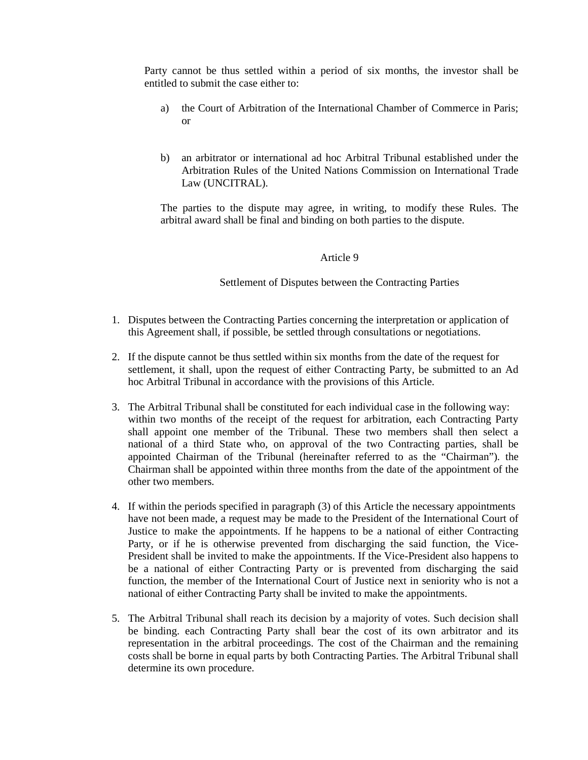Party cannot be thus settled within a period of six months, the investor shall be entitled to submit the case either to:

a) the Court of Arbitration of the International Chamber of Commerce in Paris; or

b) an arbitrator or international ad hoc Arbitral Tribunal established under the Arbitration Rules of the United Nations Commission on International Trade Law (UNCITRAL).

The parties to the dispute may agree, in writing, to modify these Rules. The arbitral award shall be final and binding on both parties to the dispute.

## Article 9

### Settlement of Disputes between the Contracting Parties

1. Disputes between the Contracting Parties concerning the interpretation or application of this Agreement shall, if possible, be settled through consultations or negotiations.

2. If the dispute cannot be thus settled within six months from the date of the request for settlement, it shall, upon the request of either Contracting Party, be submitted to an Ad hoc Arbitral Tribunal in accordance with the provisions of this Article.

3. The Arbitral Tribunal shall be constituted for each individual case in the following way: within two months of the receipt of the request for arbitration, each Contracting Party shall appoint one member of the Tribunal. These two members shall then select a national of a third State who, on approval of the two Contracting parties, shall be appointed Chairman of the Tribunal (hereinafter referred to as the "Chairman"). the Chairman shall be appointed within three months from the date of the appointment of the other two members.

4. If within the periods specified in paragraph (3) of this Article the necessary appointments have not been made, a request may be made to the President of the International Court of Justice to make the appointments. If he happens to be a national of either Contracting Party, or if he is otherwise prevented from discharging the said function, the Vice-President shall be invited to make the appointments. If the Vice-President also happens to be a national of either Contracting Party or is prevented from discharging the said function, the member of the International Court of Justice next in seniority who is not a national of either Contracting Party shall be invited to make the appointments.

5. The Arbitral Tribunal shall reach its decision by a majority of votes. Such decision shall be binding. each Contracting Party shall bear the cost of its own arbitrator and its representation in the arbitral proceedings. The cost of the Chairman and the remaining costs shall be borne in equal parts by both Contracting Parties. The Arbitral Tribunal shall determine its own procedure.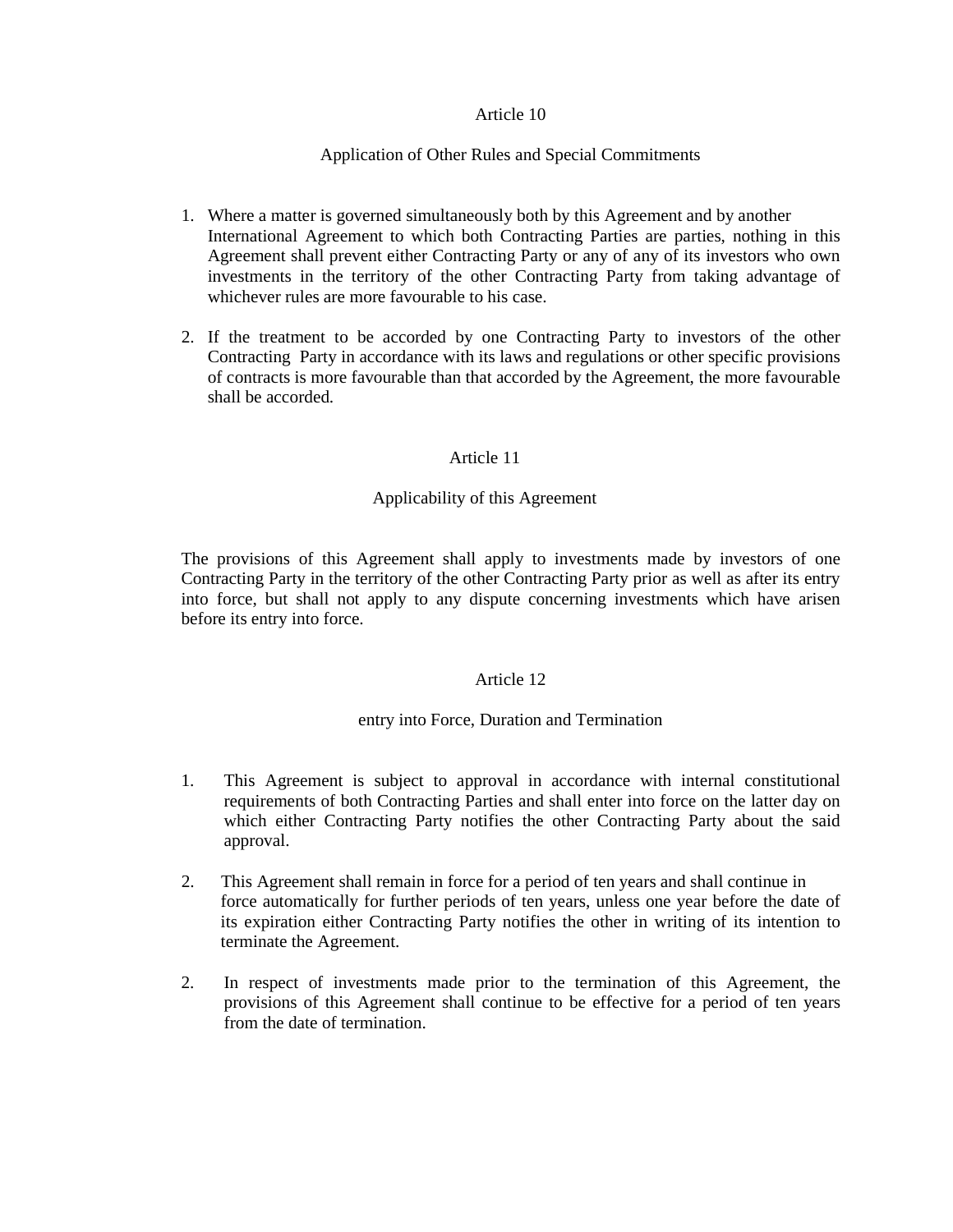## Article 10

### Application of Other Rules and Special Commitments

1. Where a matter is governed simultaneously both by this Agreement and by another International Agreement to which both Contracting Parties are parties, nothing in this Agreement shall prevent either Contracting Party or any of any of its investors who own investments in the territory of the other Contracting Party from taking advantage of whichever rules are more favourable to his case.

2. If the treatment to be accorded by one Contracting Party to investors of the other Contracting Party in accordance with its laws and regulations or other specific provisions of contracts is more favourable than that accorded by the Agreement, the more favourable shall be accorded.

## Article 11

### Applicability of this Agreement

The provisions of this Agreement shall apply to investments made by investors of one Contracting Party in the territory of the other Contracting Party prior as well as after its entry into force, but shall not apply to any dispute concerning investments which have arisen before its entry into force.

## Article 12

### entry into Force, Duration and Termination

1. This Agreement is subject to approval in accordance with internal constitutional requirements of both Contracting Parties and shall enter into force on the latter day on which either Contracting Party notifies the other Contracting Party about the said approval.

2. This Agreement shall remain in force for a period of ten years and shall continue in force automatically for further periods of ten years, unless one year before the date of its expiration either Contracting Party notifies the other in writing of its intention to terminate the Agreement.

2. In respect of investments made prior to the termination of this Agreement, the provisions of this Agreement shall continue to be effective for a period of ten years from the date of termination.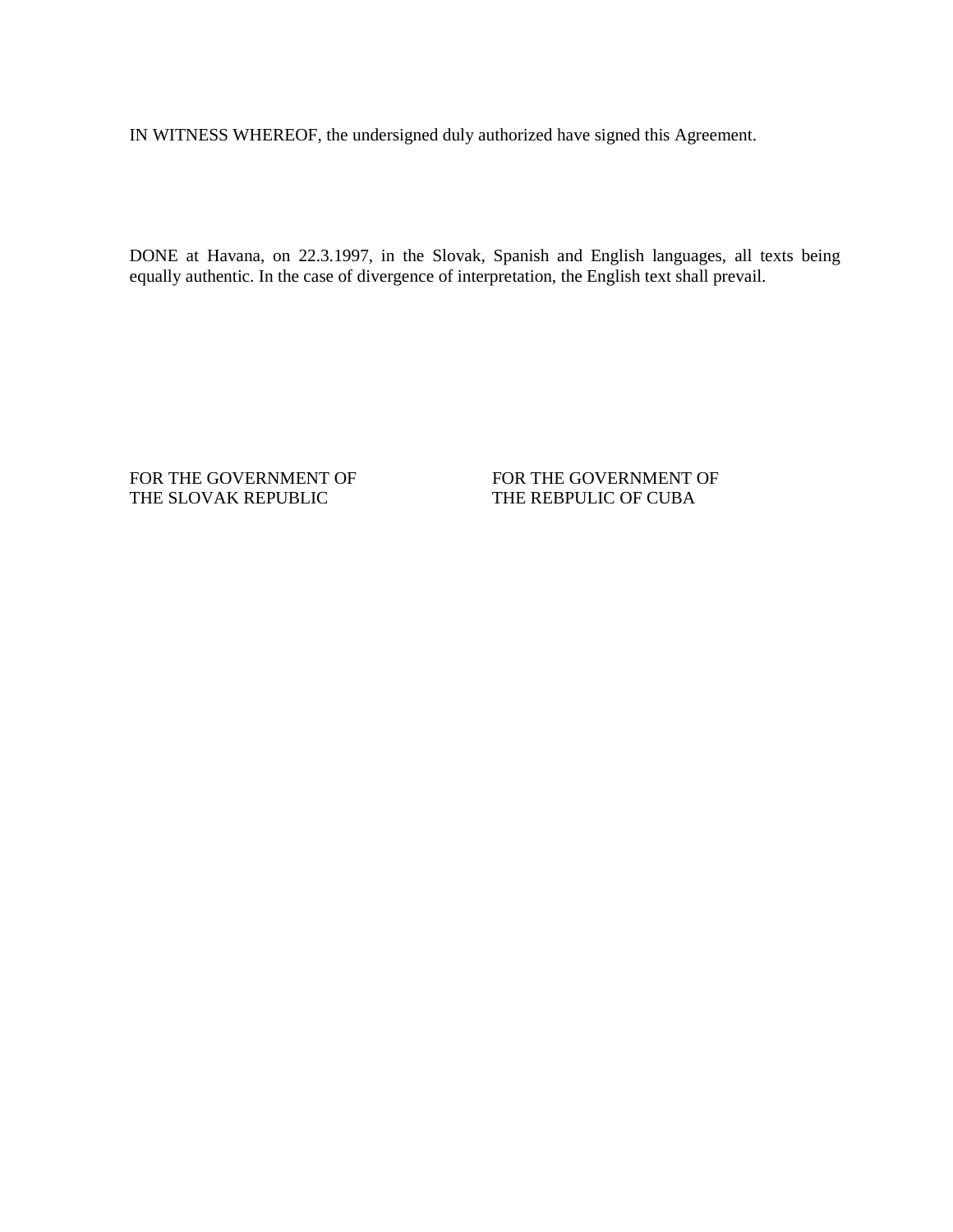IN WITNESS WHEREOF, the undersigned duly authorized have signed this Agreement.

DONE at Havana, on 22.3.1997, in the Slovak, Spanish and English languages, all texts being equally authentic. In the case of divergence of interpretation, the English text shall prevail.

| | |
|---|---|
| FOR THE GOVERNMENT OF THE SLOVAK REPUBLIC | FOR THE GOVERNMENT OF THE REBPULIC OF CUBA |